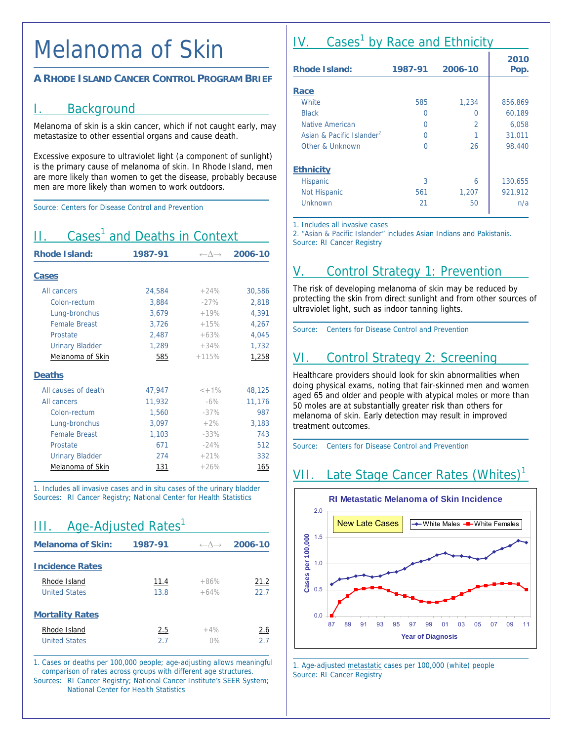# Melanoma of Skin

**A RHODE ISLAND CANCER CONTROL PROGRAM BRIEF**

## I. Background

Melanoma of skin is a skin cancer, which if not caught early, may metastasize to other essential organs and cause death.

Excessive exposure to ultraviolet light (a component of sunlight) is the primary cause of melanoma of skin. In Rhode Island, men are more likely than women to get the disease, probably because men are more likely than women to work outdoors.

Source: Centers for Disease Control and Prevention

## II. Cases[1] and Deaths in Context

| Rhode Island: | 1987-91 | ←Δ→ | 2006-10 |
|---|---|---|---|
| **Cases** | | | |
| All cancers | 24,584 | +24% | 30,586 |
| Colon-rectum | 3,884 | -27% | 2,818 |
| Lung-bronchus | 3,679 | +19% | 4,391 |
| Female Breast | 3,726 | +15% | 4,267 |
| Prostate | 2,487 | +63% | 4,045 |
| Urinary Bladder | 1,289 | +34% | 1,732 |
| Melanoma of Skin | 585 | +115% | 1,258 |
| **Deaths** | | | |
| All causes of death | 47,947 | <+1% | 48,125 |
| All cancers | 11,932 | -6% | 11,176 |
| Colon-rectum | 1,560 | -37% | 987 |
| Lung-bronchus | 3,097 | +2% | 3,183 |
| Female Breast | 1,103 | -33% | 743 |
| Prostate | 671 | -24% | 512 |
| Urinary Bladder | 274 | +21% | 332 |
| Melanoma of Skin | 131 | +26% | 165 |

1. Includes all invasive cases and in situ cases of the urinary bladder
Sources: RI Cancer Registry; National Center for Health Statistics

## III. Age-Adjusted Rates[1]

| Melanoma of Skin: | 1987-91 | ←Δ→ | 2006-10 |
|---|---|---|---|
| **Incidence Rates** | | | |
| Rhode Island | 11.4 | +86% | 21.2 |
| United States | 13.8 | +64% | 22.7 |
| **Mortality Rates** | | | |
| Rhode Island | 2.5 | +4% | 2.6 |
| United States | 2.7 | 0% | 2.7 |

1. Cases or deaths per 100,000 people; age-adjusting allows meaningful comparison of rates across groups with different age structures.
Sources: RI Cancer Registry; National Cancer Institute's SEER System; National Center for Health Statistics

## IV. Cases[1] by Race and Ethnicity

| Rhode Island: | 1987-91 | 2006-10 | 2010 Pop. |
|---|---|---|---|
| **Race** | | | |
| White | 585 | 1,234 | 856,869 |
| Black | 0 | 0 | 60,189 |
| Native American | 0 | 2 | 6,058 |
| Asian & Pacific Islander[2] | 0 | 1 | 31,011 |
| Other & Unknown | 0 | 26 | 98,440 |
| **Ethnicity** | | | |
| Hispanic | 3 | 6 | 130,655 |
| Not Hispanic | 561 | 1,207 | 921,912 |
| Unknown | 21 | 50 | n/a |

1. Includes all invasive cases
2. "Asian & Pacific Islander" includes Asian Indians and Pakistanis.
Source: RI Cancer Registry

## V. Control Strategy 1: Prevention

The risk of developing melanoma of skin may be reduced by protecting the skin from direct sunlight and from other sources of ultraviolet light, such as indoor tanning lights.

Source: Centers for Disease Control and Prevention

## VI. Control Strategy 2: Screening

Healthcare providers should look for skin abnormalities when doing physical exams, noting that fair-skinned men and women aged 65 and older and people with atypical moles or more than 50 moles are at substantially greater risk than others for melanoma of skin. Early detection may result in improved treatment outcomes.

Source: Centers for Disease Control and Prevention

## VII. Late Stage Cancer Rates (Whites)[1]

**RI Metastatic Melanoma of Skin Incidence**

New Late Cases — White Males, White Females

Cases per 100,000 (0.0–2.0) by Year of Diagnosis (87–11)

1. Age-adjusted metastatic cases per 100,000 (white) people
Source: RI Cancer Registry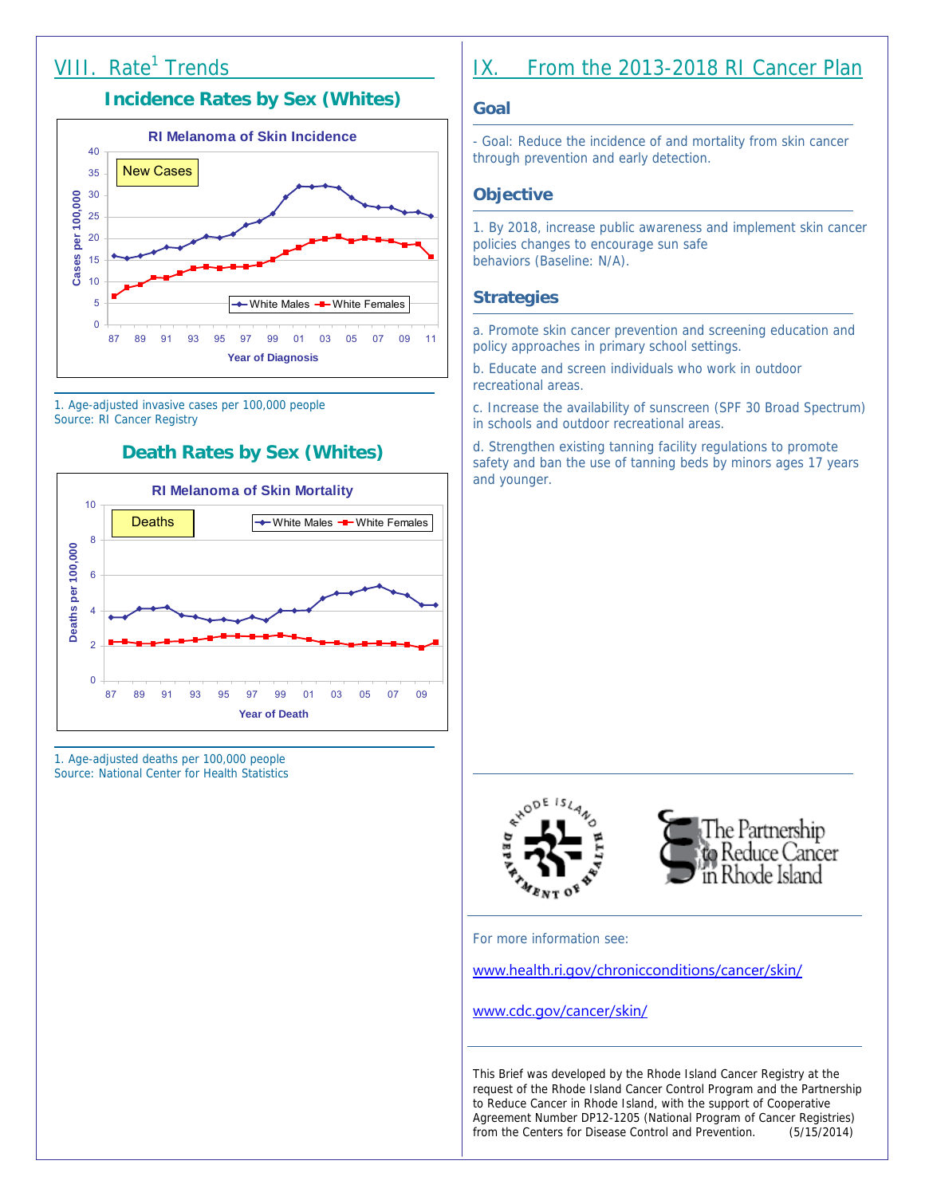## VIII. Rate[1] Trends

### Incidence Rates by Sex (Whites)

RI Melanoma of Skin Incidence

New Cases

Cases per 100,000

40
35
30
25
20
15
10
5
0

87 89 91 93 95 97 99 01 03 05 07 09 11

Year of Diagnosis

White Males
White Females

1. Age-adjusted invasive cases per 100,000 people
Source: RI Cancer Registry

### Death Rates by Sex (Whites)

RI Melanoma of Skin Mortality

Deaths

Deaths per 100,000

10
8
6
4
2
0

87 89 91 93 95 97 99 01 03 05 07 09

Year of Death

White Males
White Females

1. Age-adjusted deaths per 100,000 people
Source: National Center for Health Statistics

## IX. From the 2013-2018 RI Cancer Plan

### Goal

- Goal: Reduce the incidence of and mortality from skin cancer through prevention and early detection.

### Objective

1. By 2018, increase public awareness and implement skin cancer policies changes to encourage sun safe behaviors (Baseline: N/A).

### Strategies

a. Promote skin cancer prevention and screening education and policy approaches in primary school settings.

b. Educate and screen individuals who work in outdoor recreational areas.

c. Increase the availability of sunscreen (SPF 30 Broad Spectrum) in schools and outdoor recreational areas.

d. Strengthen existing tanning facility regulations to promote safety and ban the use of tanning beds by minors ages 17 years and younger.

Rhode Island Department of Health

The Partnership to Reduce Cancer in Rhode Island

For more information see:

www.health.ri.gov/chronicconditions/cancer/skin/

www.cdc.gov/cancer/skin/

This Brief was developed by the Rhode Island Cancer Registry at the request of the Rhode Island Cancer Control Program and the Partnership to Reduce Cancer in Rhode Island, with the support of Cooperative Agreement Number DP12-1205 (National Program of Cancer Registries) from the Centers for Disease Control and Prevention. (5/15/2014)